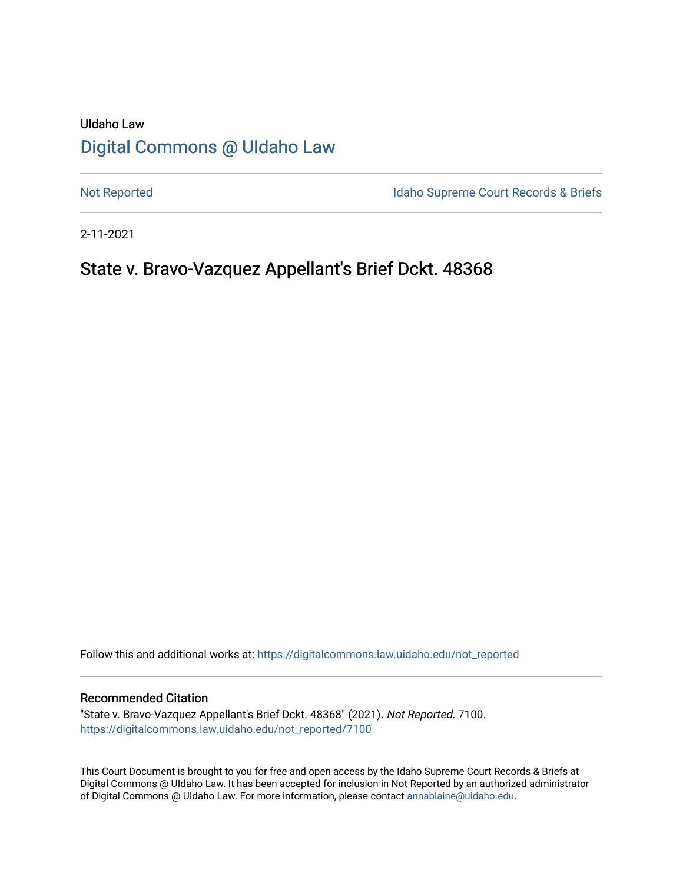UIdaho Law

# Digital Commons @ UIdaho Law

Not Reported

Idaho Supreme Court Records & Briefs

2-11-2021

## State v. Bravo-Vazquez Appellant's Brief Dckt. 48368

Follow this and additional works at: https://digitalcommons.law.uidaho.edu/not_reported

### Recommended Citation

"State v. Bravo-Vazquez Appellant's Brief Dckt. 48368" (2021). *Not Reported*. 7100.
https://digitalcommons.law.uidaho.edu/not_reported/7100

This Court Document is brought to you for free and open access by the Idaho Supreme Court Records & Briefs at Digital Commons @ UIdaho Law. It has been accepted for inclusion in Not Reported by an authorized administrator of Digital Commons @ UIdaho Law. For more information, please contact annablaine@uidaho.edu.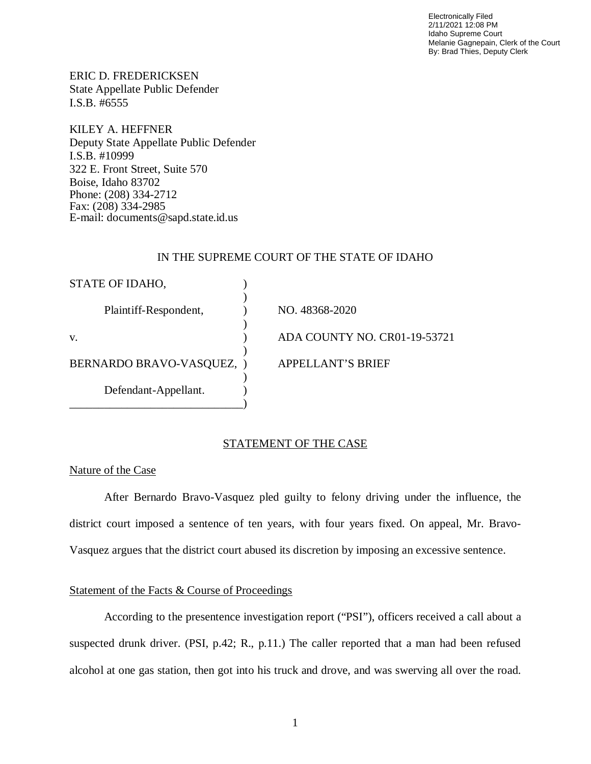Electronically Filed
2/11/2021 12:08 PM
Idaho Supreme Court
Melanie Gagnepain, Clerk of the Court
By: Brad Thies, Deputy Clerk

ERIC D. FREDERICKSEN
State Appellate Public Defender
I.S.B. #6555

KILEY A. HEFFNER
Deputy State Appellate Public Defender
I.S.B. #10999
322 E. Front Street, Suite 570
Boise, Idaho 83702
Phone: (208) 334-2712
Fax: (208) 334-2985
E-mail: documents@sapd.state.id.us

IN THE SUPREME COURT OF THE STATE OF IDAHO

| | | |
|---|---|---|
| STATE OF IDAHO, | ) | |
| | ) | |
| Plaintiff-Respondent, | ) | NO. 48368-2020 |
| | ) | |
| v. | ) | ADA COUNTY NO. CR01-19-53721 |
| | ) | |
| BERNARDO BRAVO-VASQUEZ, | ) | APPELLANT'S BRIEF |
| | ) | |
| Defendant-Appellant. | ) | |

## STATEMENT OF THE CASE

### Nature of the Case

After Bernardo Bravo-Vasquez pled guilty to felony driving under the influence, the district court imposed a sentence of ten years, with four years fixed. On appeal, Mr. Bravo-Vasquez argues that the district court abused its discretion by imposing an excessive sentence.

### Statement of the Facts & Course of Proceedings

According to the presentence investigation report ("PSI"), officers received a call about a suspected drunk driver. (PSI, p.42; R., p.11.) The caller reported that a man had been refused alcohol at one gas station, then got into his truck and drove, and was swerving all over the road.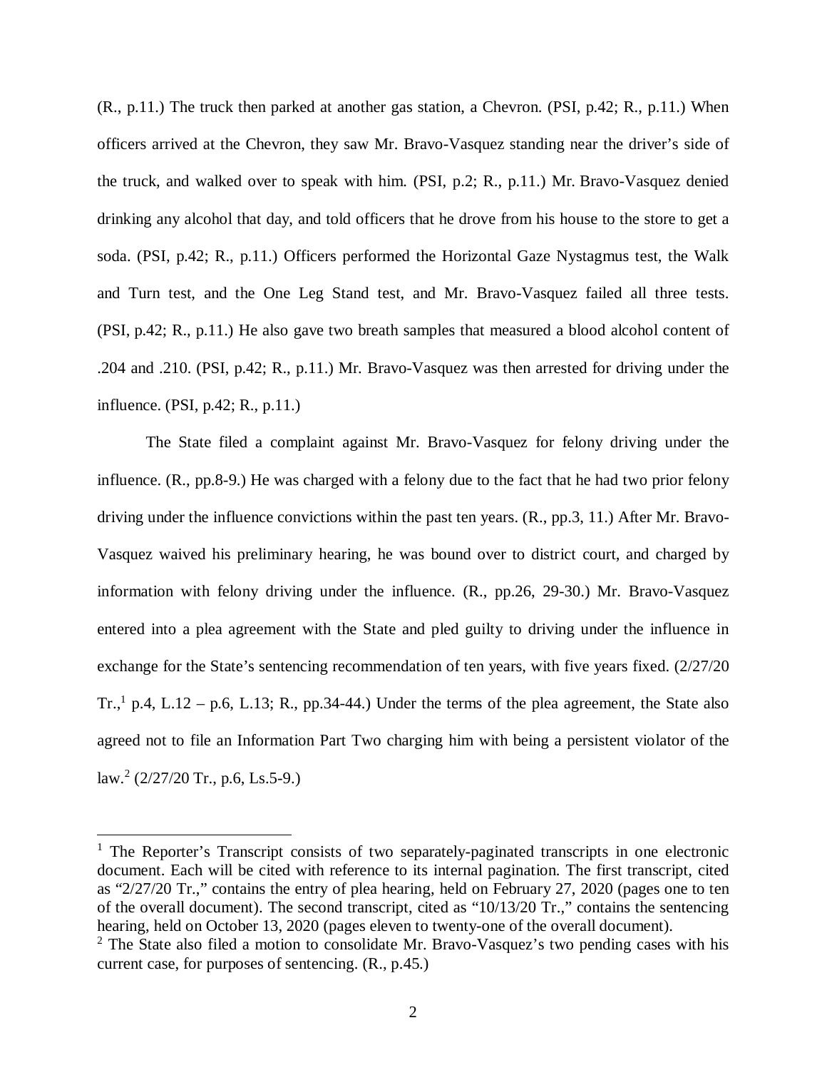(R., p.11.) The truck then parked at another gas station, a Chevron. (PSI, p.42; R., p.11.) When officers arrived at the Chevron, they saw Mr. Bravo-Vasquez standing near the driver's side of the truck, and walked over to speak with him. (PSI, p.2; R., p.11.) Mr. Bravo-Vasquez denied drinking any alcohol that day, and told officers that he drove from his house to the store to get a soda. (PSI, p.42; R., p.11.) Officers performed the Horizontal Gaze Nystagmus test, the Walk and Turn test, and the One Leg Stand test, and Mr. Bravo-Vasquez failed all three tests. (PSI, p.42; R., p.11.) He also gave two breath samples that measured a blood alcohol content of .204 and .210. (PSI, p.42; R., p.11.) Mr. Bravo-Vasquez was then arrested for driving under the influence. (PSI, p.42; R., p.11.)

The State filed a complaint against Mr. Bravo-Vasquez for felony driving under the influence. (R., pp.8-9.) He was charged with a felony due to the fact that he had two prior felony driving under the influence convictions within the past ten years. (R., pp.3, 11.) After Mr. Bravo-Vasquez waived his preliminary hearing, he was bound over to district court, and charged by information with felony driving under the influence. (R., pp.26, 29-30.) Mr. Bravo-Vasquez entered into a plea agreement with the State and pled guilty to driving under the influence in exchange for the State's sentencing recommendation of ten years, with five years fixed. (2/27/20 Tr.,[1] p.4, L.12 – p.6, L.13; R., pp.34-44.) Under the terms of the plea agreement, the State also agreed not to file an Information Part Two charging him with being a persistent violator of the law.[2] (2/27/20 Tr., p.6, Ls.5-9.)

---

[1] The Reporter's Transcript consists of two separately-paginated transcripts in one electronic document. Each will be cited with reference to its internal pagination. The first transcript, cited as "2/27/20 Tr.," contains the entry of plea hearing, held on February 27, 2020 (pages one to ten of the overall document). The second transcript, cited as "10/13/20 Tr.," contains the sentencing hearing, held on October 13, 2020 (pages eleven to twenty-one of the overall document).

[2] The State also filed a motion to consolidate Mr. Bravo-Vasquez's two pending cases with his current case, for purposes of sentencing. (R., p.45.)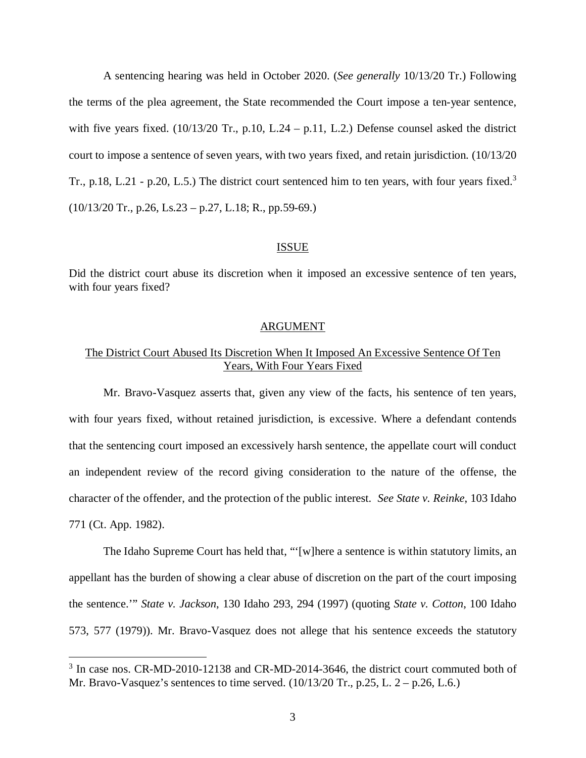A sentencing hearing was held in October 2020. (*See generally* 10/13/20 Tr.) Following the terms of the plea agreement, the State recommended the Court impose a ten-year sentence, with five years fixed. (10/13/20 Tr., p.10, L.24 – p.11, L.2.) Defense counsel asked the district court to impose a sentence of seven years, with two years fixed, and retain jurisdiction. (10/13/20 Tr., p.18, L.21 - p.20, L.5.) The district court sentenced him to ten years, with four years fixed.[3] (10/13/20 Tr., p.26, Ls.23 – p.27, L.18; R., pp.59-69.)

## ISSUE

Did the district court abuse its discretion when it imposed an excessive sentence of ten years, with four years fixed?

## ARGUMENT

### The District Court Abused Its Discretion When It Imposed An Excessive Sentence Of Ten Years, With Four Years Fixed

Mr. Bravo-Vasquez asserts that, given any view of the facts, his sentence of ten years, with four years fixed, without retained jurisdiction, is excessive. Where a defendant contends that the sentencing court imposed an excessively harsh sentence, the appellate court will conduct an independent review of the record giving consideration to the nature of the offense, the character of the offender, and the protection of the public interest. *See State v. Reinke*, 103 Idaho 771 (Ct. App. 1982).

The Idaho Supreme Court has held that, "'[w]here a sentence is within statutory limits, an appellant has the burden of showing a clear abuse of discretion on the part of the court imposing the sentence.'" *State v. Jackson*, 130 Idaho 293, 294 (1997) (quoting *State v. Cotton*, 100 Idaho 573, 577 (1979)). Mr. Bravo-Vasquez does not allege that his sentence exceeds the statutory

[3] In case nos. CR-MD-2010-12138 and CR-MD-2014-3646, the district court commuted both of Mr. Bravo-Vasquez's sentences to time served. (10/13/20 Tr., p.25, L. 2 – p.26, L.6.)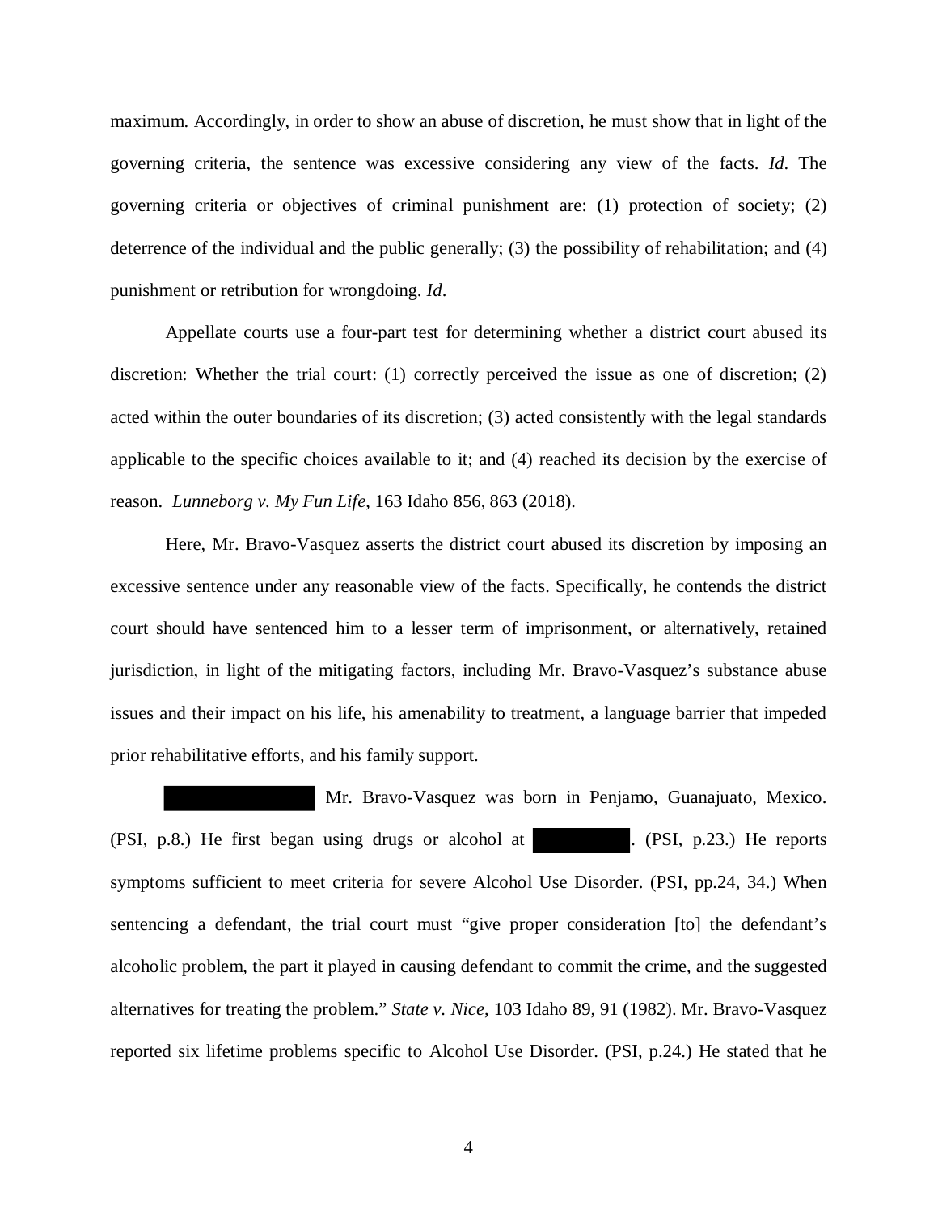maximum. Accordingly, in order to show an abuse of discretion, he must show that in light of the governing criteria, the sentence was excessive considering any view of the facts. *Id*. The governing criteria or objectives of criminal punishment are: (1) protection of society; (2) deterrence of the individual and the public generally; (3) the possibility of rehabilitation; and (4) punishment or retribution for wrongdoing. *Id*.

Appellate courts use a four-part test for determining whether a district court abused its discretion: Whether the trial court: (1) correctly perceived the issue as one of discretion; (2) acted within the outer boundaries of its discretion; (3) acted consistently with the legal standards applicable to the specific choices available to it; and (4) reached its decision by the exercise of reason. *Lunneborg v. My Fun Life*, 163 Idaho 856, 863 (2018).

Here, Mr. Bravo-Vasquez asserts the district court abused its discretion by imposing an excessive sentence under any reasonable view of the facts. Specifically, he contends the district court should have sentenced him to a lesser term of imprisonment, or alternatively, retained jurisdiction, in light of the mitigating factors, including Mr. Bravo-Vasquez's substance abuse issues and their impact on his life, his amenability to treatment, a language barrier that impeded prior rehabilitative efforts, and his family support.

[REDACTED] Mr. Bravo-Vasquez was born in Penjamo, Guanajuato, Mexico. (PSI, p.8.) He first began using drugs or alcohol at [REDACTED]. (PSI, p.23.) He reports symptoms sufficient to meet criteria for severe Alcohol Use Disorder. (PSI, pp.24, 34.) When sentencing a defendant, the trial court must "give proper consideration [to] the defendant's alcoholic problem, the part it played in causing defendant to commit the crime, and the suggested alternatives for treating the problem." *State v. Nice*, 103 Idaho 89, 91 (1982). Mr. Bravo-Vasquez reported six lifetime problems specific to Alcohol Use Disorder. (PSI, p.24.) He stated that he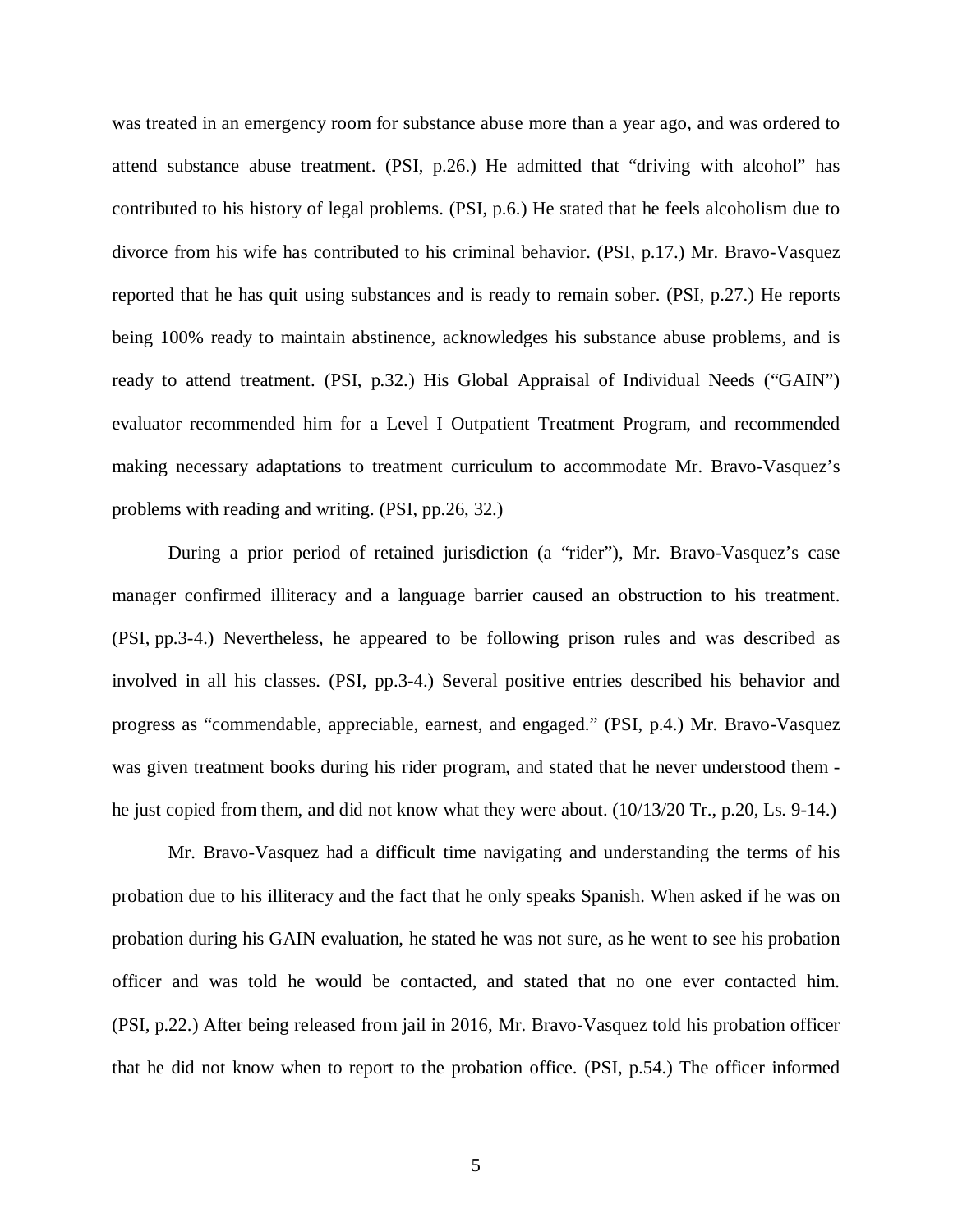was treated in an emergency room for substance abuse more than a year ago, and was ordered to attend substance abuse treatment. (PSI, p.26.) He admitted that "driving with alcohol" has contributed to his history of legal problems. (PSI, p.6.) He stated that he feels alcoholism due to divorce from his wife has contributed to his criminal behavior. (PSI, p.17.) Mr. Bravo-Vasquez reported that he has quit using substances and is ready to remain sober. (PSI, p.27.) He reports being 100% ready to maintain abstinence, acknowledges his substance abuse problems, and is ready to attend treatment. (PSI, p.32.) His Global Appraisal of Individual Needs ("GAIN") evaluator recommended him for a Level I Outpatient Treatment Program, and recommended making necessary adaptations to treatment curriculum to accommodate Mr. Bravo-Vasquez's problems with reading and writing. (PSI, pp.26, 32.)

During a prior period of retained jurisdiction (a "rider"), Mr. Bravo-Vasquez's case manager confirmed illiteracy and a language barrier caused an obstruction to his treatment. (PSI, pp.3-4.) Nevertheless, he appeared to be following prison rules and was described as involved in all his classes. (PSI, pp.3-4.) Several positive entries described his behavior and progress as "commendable, appreciable, earnest, and engaged." (PSI, p.4.) Mr. Bravo-Vasquez was given treatment books during his rider program, and stated that he never understood them - he just copied from them, and did not know what they were about. (10/13/20 Tr., p.20, Ls. 9-14.)

Mr. Bravo-Vasquez had a difficult time navigating and understanding the terms of his probation due to his illiteracy and the fact that he only speaks Spanish. When asked if he was on probation during his GAIN evaluation, he stated he was not sure, as he went to see his probation officer and was told he would be contacted, and stated that no one ever contacted him. (PSI, p.22.) After being released from jail in 2016, Mr. Bravo-Vasquez told his probation officer that he did not know when to report to the probation office. (PSI, p.54.) The officer informed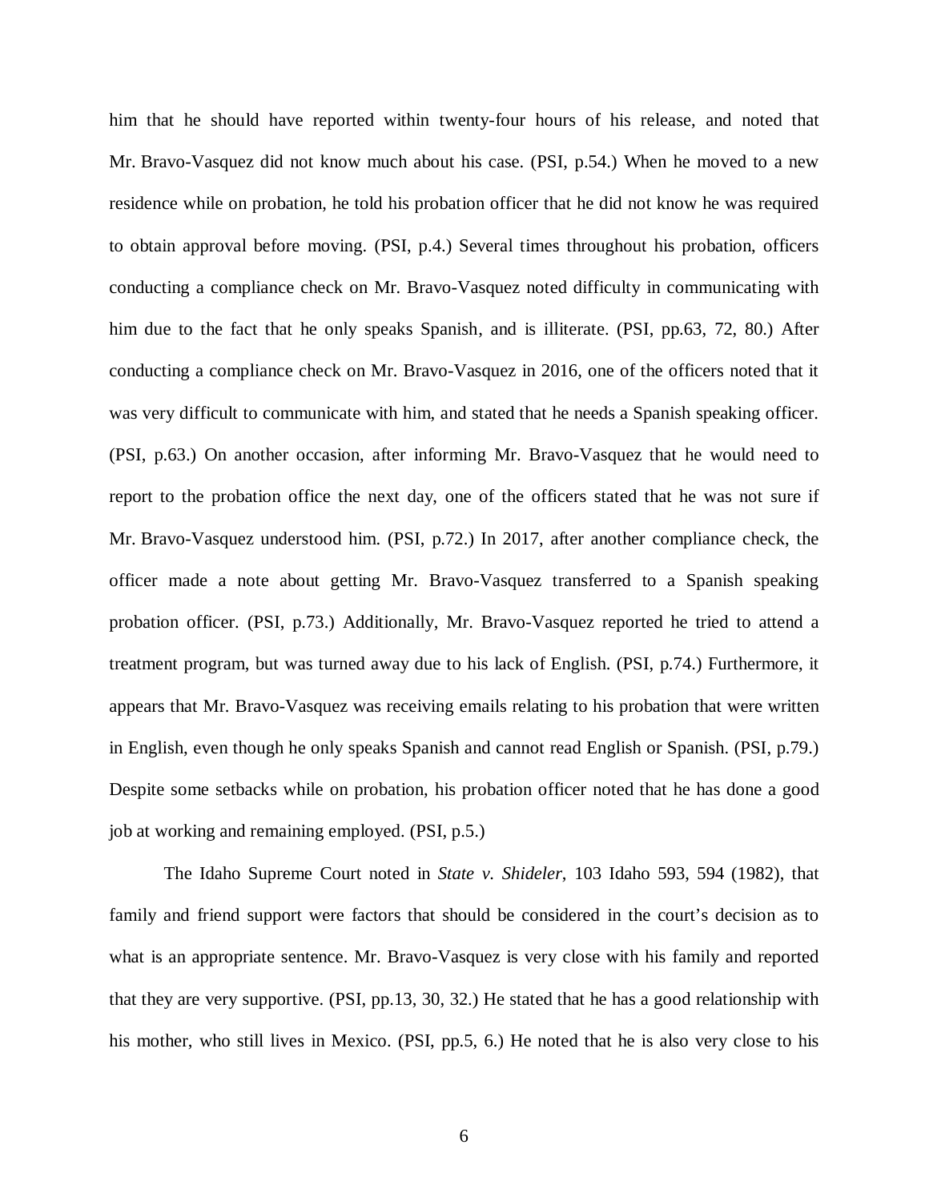him that he should have reported within twenty-four hours of his release, and noted that Mr. Bravo-Vasquez did not know much about his case. (PSI, p.54.) When he moved to a new residence while on probation, he told his probation officer that he did not know he was required to obtain approval before moving. (PSI, p.4.) Several times throughout his probation, officers conducting a compliance check on Mr. Bravo-Vasquez noted difficulty in communicating with him due to the fact that he only speaks Spanish, and is illiterate. (PSI, pp.63, 72, 80.) After conducting a compliance check on Mr. Bravo-Vasquez in 2016, one of the officers noted that it was very difficult to communicate with him, and stated that he needs a Spanish speaking officer. (PSI, p.63.) On another occasion, after informing Mr. Bravo-Vasquez that he would need to report to the probation office the next day, one of the officers stated that he was not sure if Mr. Bravo-Vasquez understood him. (PSI, p.72.) In 2017, after another compliance check, the officer made a note about getting Mr. Bravo-Vasquez transferred to a Spanish speaking probation officer. (PSI, p.73.) Additionally, Mr. Bravo-Vasquez reported he tried to attend a treatment program, but was turned away due to his lack of English. (PSI, p.74.) Furthermore, it appears that Mr. Bravo-Vasquez was receiving emails relating to his probation that were written in English, even though he only speaks Spanish and cannot read English or Spanish. (PSI, p.79.) Despite some setbacks while on probation, his probation officer noted that he has done a good job at working and remaining employed. (PSI, p.5.)

The Idaho Supreme Court noted in *State v. Shideler*, 103 Idaho 593, 594 (1982), that family and friend support were factors that should be considered in the court's decision as to what is an appropriate sentence. Mr. Bravo-Vasquez is very close with his family and reported that they are very supportive. (PSI, pp.13, 30, 32.) He stated that he has a good relationship with his mother, who still lives in Mexico. (PSI, pp.5, 6.) He noted that he is also very close to his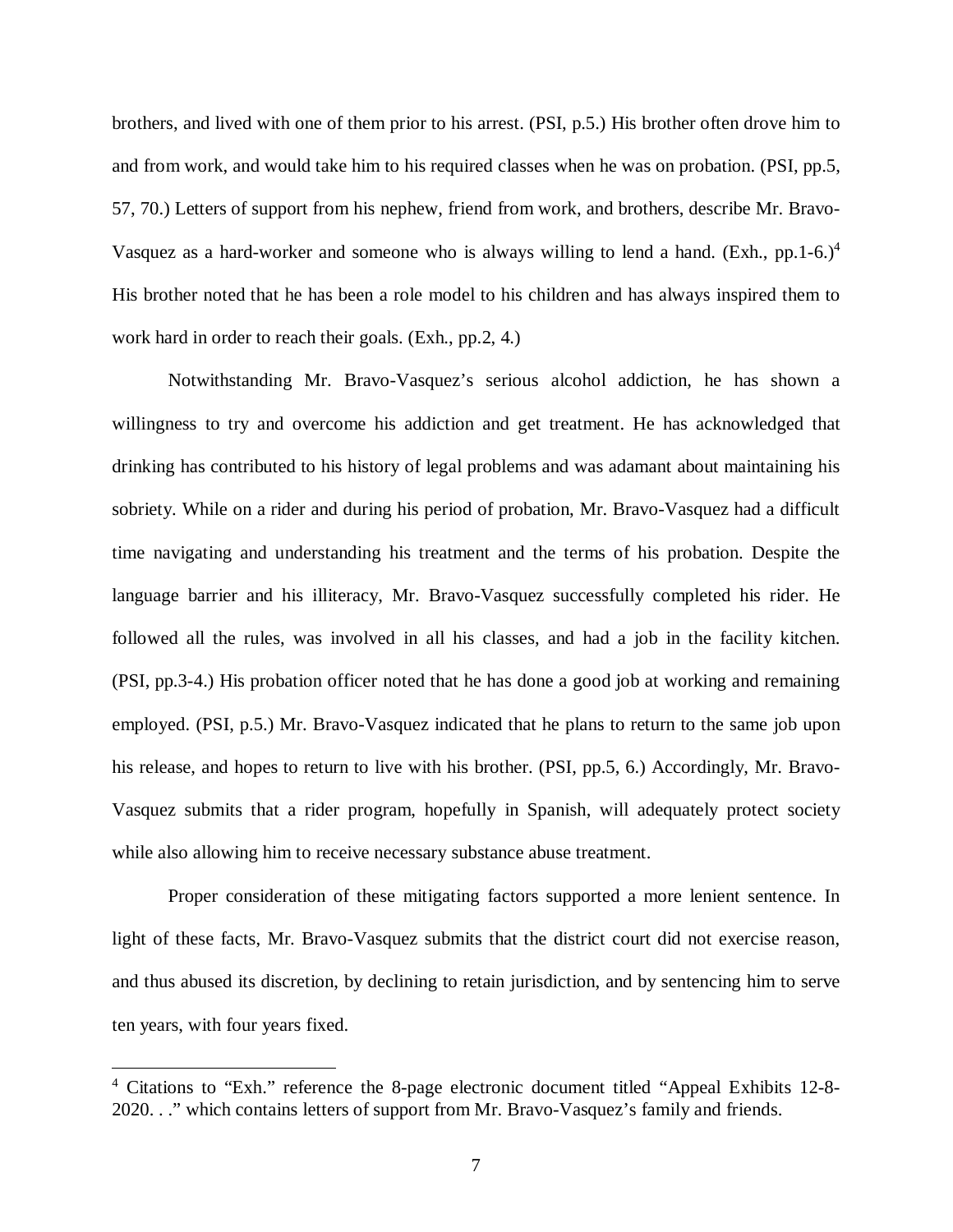brothers, and lived with one of them prior to his arrest. (PSI, p.5.) His brother often drove him to and from work, and would take him to his required classes when he was on probation. (PSI, pp.5, 57, 70.) Letters of support from his nephew, friend from work, and brothers, describe Mr. Bravo-Vasquez as a hard-worker and someone who is always willing to lend a hand. (Exh., pp.1-6.)[4] His brother noted that he has been a role model to his children and has always inspired them to work hard in order to reach their goals. (Exh., pp.2, 4.)

Notwithstanding Mr. Bravo-Vasquez's serious alcohol addiction, he has shown a willingness to try and overcome his addiction and get treatment. He has acknowledged that drinking has contributed to his history of legal problems and was adamant about maintaining his sobriety. While on a rider and during his period of probation, Mr. Bravo-Vasquez had a difficult time navigating and understanding his treatment and the terms of his probation. Despite the language barrier and his illiteracy, Mr. Bravo-Vasquez successfully completed his rider. He followed all the rules, was involved in all his classes, and had a job in the facility kitchen. (PSI, pp.3-4.) His probation officer noted that he has done a good job at working and remaining employed. (PSI, p.5.) Mr. Bravo-Vasquez indicated that he plans to return to the same job upon his release, and hopes to return to live with his brother. (PSI, pp.5, 6.) Accordingly, Mr. Bravo-Vasquez submits that a rider program, hopefully in Spanish, will adequately protect society while also allowing him to receive necessary substance abuse treatment.

Proper consideration of these mitigating factors supported a more lenient sentence. In light of these facts, Mr. Bravo-Vasquez submits that the district court did not exercise reason, and thus abused its discretion, by declining to retain jurisdiction, and by sentencing him to serve ten years, with four years fixed.

---

[4] Citations to "Exh." reference the 8-page electronic document titled "Appeal Exhibits 12-8-2020. . ." which contains letters of support from Mr. Bravo-Vasquez's family and friends.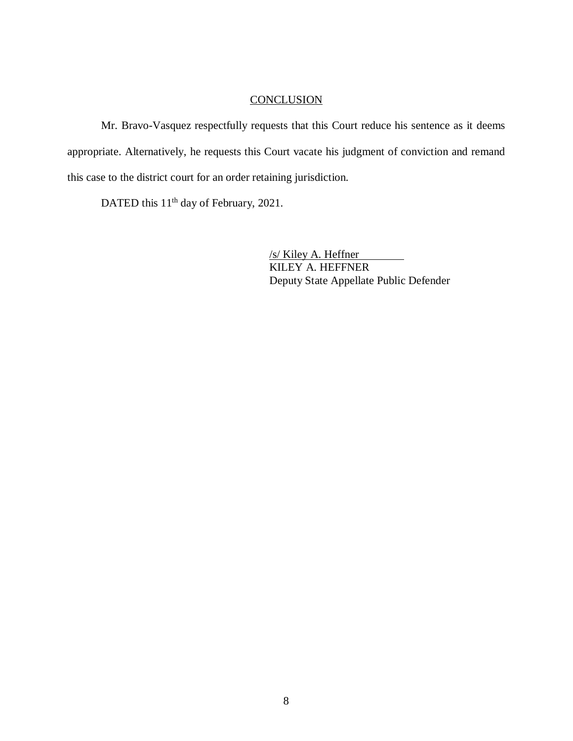## CONCLUSION

Mr. Bravo-Vasquez respectfully requests that this Court reduce his sentence as it deems appropriate. Alternatively, he requests this Court vacate his judgment of conviction and remand this case to the district court for an order retaining jurisdiction.

DATED this 11th day of February, 2021.

/s/ Kiley A. Heffner
KILEY A. HEFFNER
Deputy State Appellate Public Defender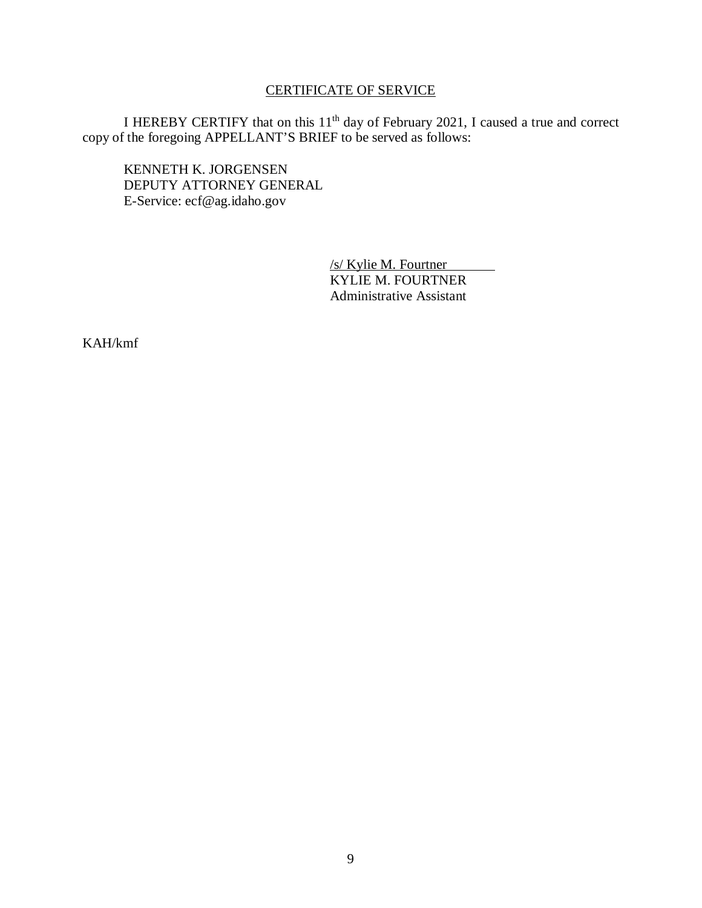## CERTIFICATE OF SERVICE

I HEREBY CERTIFY that on this 11th day of February 2021, I caused a true and correct copy of the foregoing APPELLANT'S BRIEF to be served as follows:

KENNETH K. JORGENSEN
DEPUTY ATTORNEY GENERAL
E-Service: ecf@ag.idaho.gov

/s/ Kylie M. Fourtner
KYLIE M. FOURTNER
Administrative Assistant

KAH/kmf